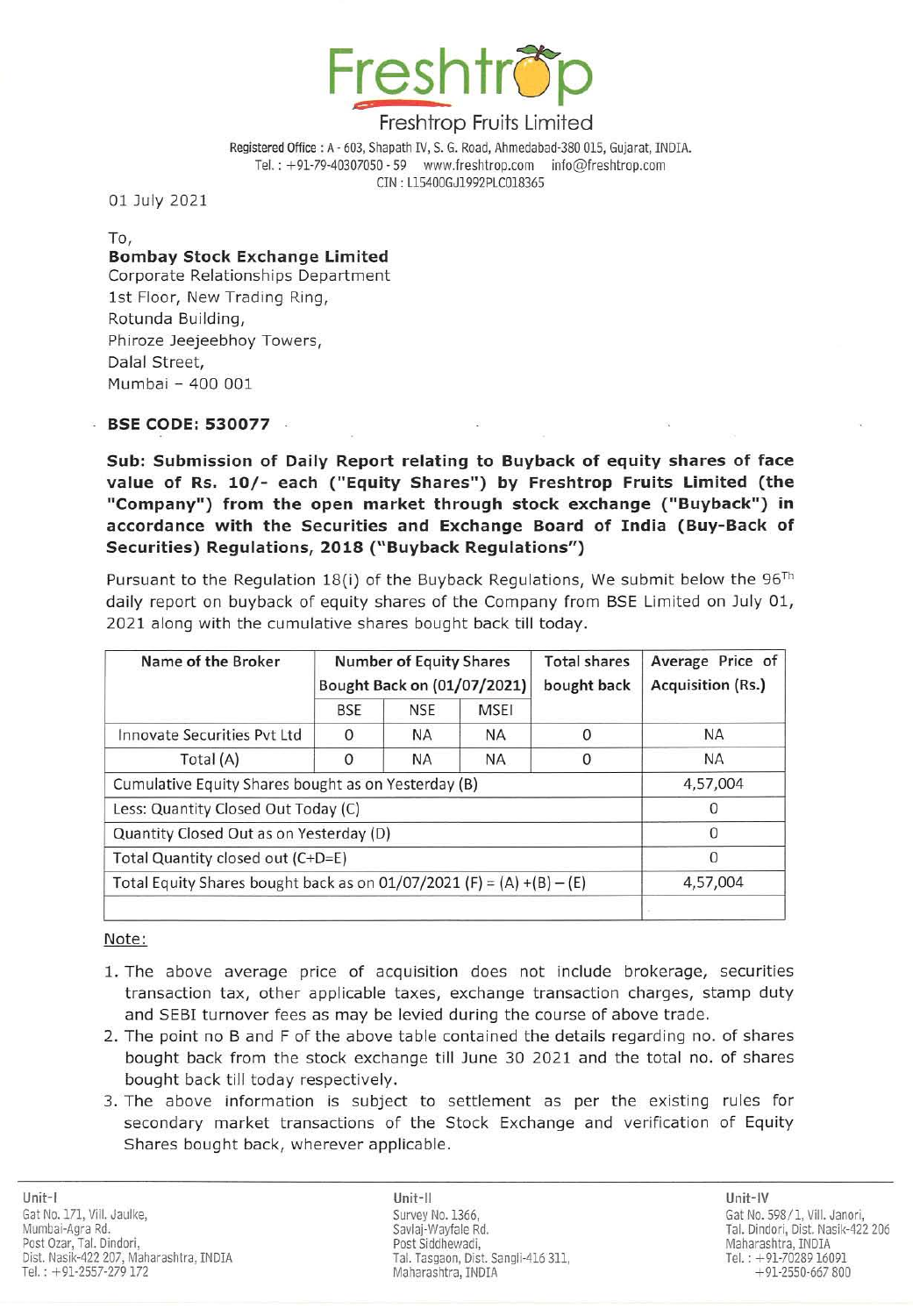# Freshtrop

Freshtrop Fruits Limited

Registered Office : A - 603, Shapath IV, S. G. Road, Ahmedabad-380 015, Gujarat, INDIA.
Tel. : +91-79-40307050 - 59 www.freshtrop.com info@freshtrop.com
CIN : L15400GJ1992PLC018365

01 July 2021

To,
**Bombay Stock Exchange Limited**
Corporate Relationships Department
1st Floor, New Trading Ring,
Rotunda Building,
Phiroze Jeejeebhoy Towers,
Dalal Street,
Mumbai – 400 001

**BSE CODE: 530077**

**Sub: Submission of Daily Report relating to Buyback of equity shares of face value of Rs. 10/- each ("Equity Shares") by Freshtrop Fruits Limited (the "Company") from the open market through stock exchange ("Buyback") in accordance with the Securities and Exchange Board of India (Buy-Back of Securities) Regulations, 2018 ("Buyback Regulations")**

Pursuant to the Regulation 18(i) of the Buyback Regulations, We submit below the 96[Th] daily report on buyback of equity shares of the Company from BSE Limited on July 01, 2021 along with the cumulative shares bought back till today.

| Name of the Broker | Number of Equity Shares Bought Back on (01/07/2021) | | | Total shares bought back | Average Price of Acquisition (Rs.) |
|---|---|---|---|---|---|
| | BSE | NSE | MSEI | | |
| Innovate Securities Pvt Ltd | 0 | NA | NA | 0 | NA |
| Total (A) | 0 | NA | NA | 0 | NA |
| Cumulative Equity Shares bought as on Yesterday (B) | | | | | 4,57,004 |
| Less: Quantity Closed Out Today (C) | | | | | 0 |
| Quantity Closed Out as on Yesterday (D) | | | | | 0 |
| Total Quantity closed out (C+D=E) | | | | | 0 |
| Total Equity Shares bought back as on 01/07/2021 (F) = (A) +(B) – (E) | | | | | 4,57,004 |
| | | | | | |

Note:

1. The above average price of acquisition does not include brokerage, securities transaction tax, other applicable taxes, exchange transaction charges, stamp duty and SEBI turnover fees as may be levied during the course of above trade.
2. The point no B and F of the above table contained the details regarding no. of shares bought back from the stock exchange till June 30 2021 and the total no. of shares bought back till today respectively.
3. The above information is subject to settlement as per the existing rules for secondary market transactions of the Stock Exchange and verification of Equity Shares bought back, wherever applicable.

Unit-I
Gat No. 171, Vill. Jaulke,
Mumbai-Agra Rd.
Post Ozar, Tal. Dindori,
Dist. Nasik-422 207, Maharashtra, INDIA
Tel. : +91-2557-279 172

Unit-II
Survey No. 1366,
Savlaj-Wayfale Rd.
Post Siddhewadi,
Tal. Tasgaon, Dist. Sangli-416 311,
Maharashtra, INDIA

Unit-IV
Gat No. 598/1, Vill. Janori,
Tal. Dindori, Dist. Nasik-422 206
Maharashtra, INDIA
Tel. : +91-70289 16091
+91-2550-667 800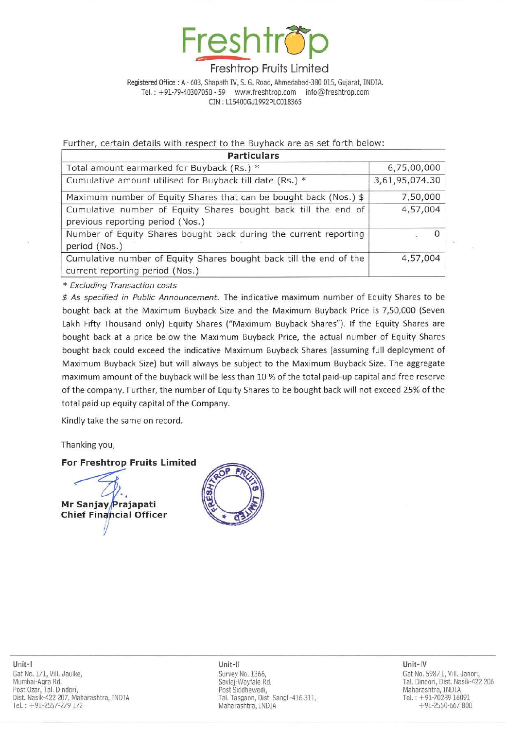Further, certain details with respect to the Buyback are as set forth below:

| Particulars | |
|---|---|
| Total amount earmarked for Buyback (Rs.) * | 6,75,00,000 |
| Cumulative amount utilised for Buyback till date (Rs.) * | 3,61,95,074.30 |
| Maximum number of Equity Shares that can be bought back (Nos.) $ | 7,50,000 |
| Cumulative number of Equity Shares bought back till the end of previous reporting period (Nos.) | 4,57,004 |
| Number of Equity Shares bought back during the current reporting period (Nos.) | 0 |
| Cumulative number of Equity Shares bought back till the end of the current reporting period (Nos.) | 4,57,004 |

*\* Excluding Transaction costs*

*$ As specified in Public Announcement.* The indicative maximum number of Equity Shares to be bought back at the Maximum Buyback Size and the Maximum Buyback Price is 7,50,000 (Seven Lakh Fifty Thousand only) Equity Shares ("Maximum Buyback Shares"). If the Equity Shares are bought back at a price below the Maximum Buyback Price, the actual number of Equity Shares bought back could exceed the indicative Maximum Buyback Shares (assuming full deployment of Maximum Buyback Size) but will always be subject to the Maximum Buyback Size. The aggregate maximum amount of the buyback will be less than 10 % of the total paid-up capital and free reserve of the company. Further, the number of Equity Shares to be bought back will not exceed 25% of the total paid up equity capital of the Company.

Kindly take the same on record.

Thanking you,

**For Freshtrop Fruits Limited**

**Mr Sanjay Prajapati**
**Chief Financial Officer**